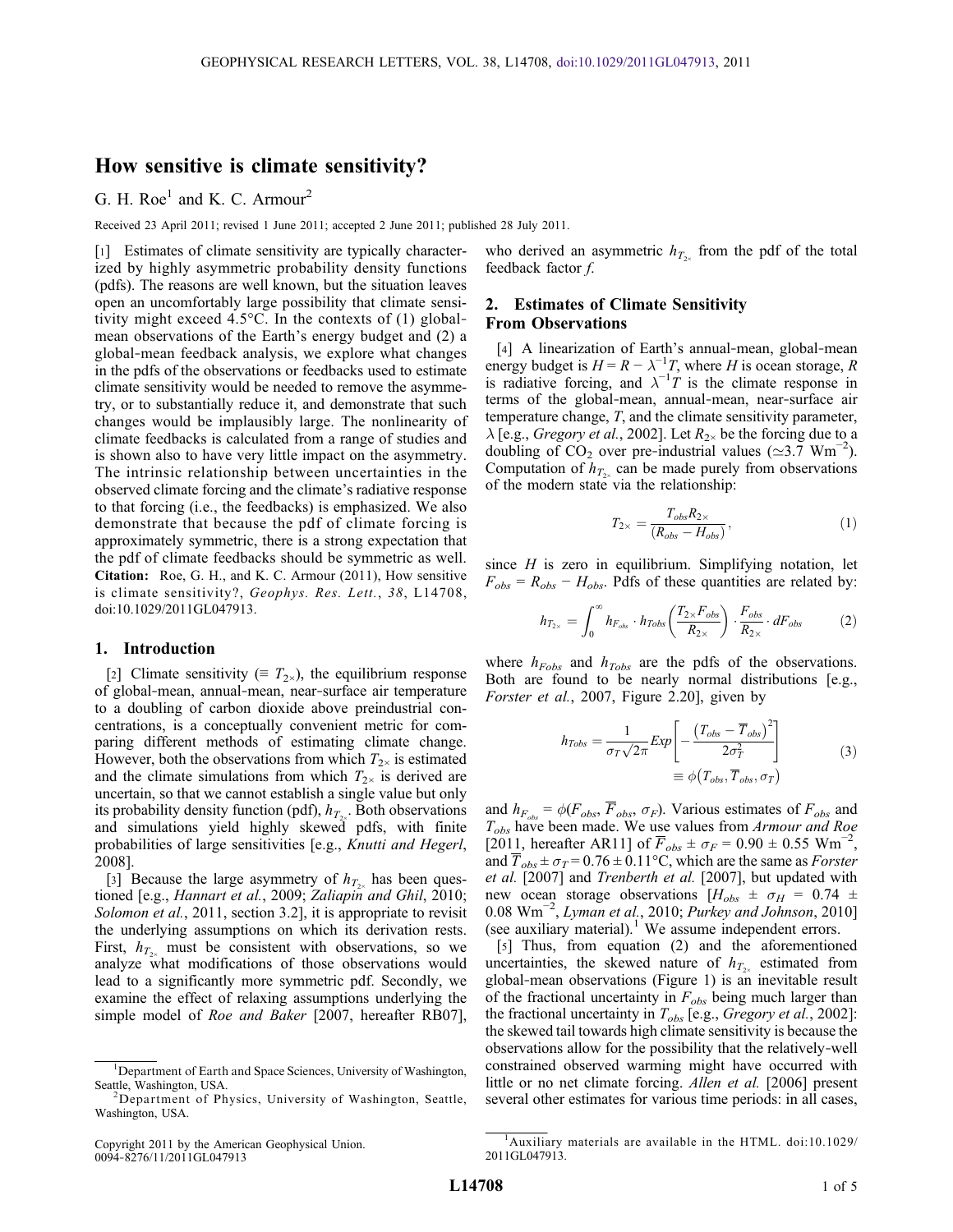# How sensitive is climate sensitivity?

G. H. Roe[1] and K. C. Armour[2]

Received 23 April 2011; revised 1 June 2011; accepted 2 June 2011; published 28 July 2011.

[1] Estimates of climate sensitivity are typically characterized by highly asymmetric probability density functions (pdfs). The reasons are well known, but the situation leaves open an uncomfortably large possibility that climate sensitivity might exceed 4.5°C. In the contexts of (1) global-mean observations of the Earth's energy budget and (2) a global-mean feedback analysis, we explore what changes in the pdfs of the observations or feedbacks used to estimate climate sensitivity would be needed to remove the asymmetry, or to substantially reduce it, and demonstrate that such changes would be implausibly large. The nonlinearity of climate feedbacks is calculated from a range of studies and is shown also to have very little impact on the asymmetry. The intrinsic relationship between uncertainties in the observed climate forcing and the climate's radiative response to that forcing (i.e., the feedbacks) is emphasized. We also demonstrate that because the pdf of climate forcing is approximately symmetric, there is a strong expectation that the pdf of climate feedbacks should be symmetric as well. **Citation:** Roe, G. H., and K. C. Armour (2011), How sensitive is climate sensitivity?, *Geophys. Res. Lett.*, *38*, L14708, doi:10.1029/2011GL047913.

## 1. Introduction

[2] Climate sensitivity ($\equiv T_{2\times}$), the equilibrium response of global-mean, annual-mean, near-surface air temperature to a doubling of carbon dioxide above preindustrial concentrations, is a conceptually convenient metric for comparing different methods of estimating climate change. However, both the observations from which $T_{2\times}$ is estimated and the climate simulations from which $T_{2\times}$ is derived are uncertain, so that we cannot establish a single value but only its probability density function (pdf), $h_{T_{2\times}}$. Both observations and simulations yield highly skewed pdfs, with finite probabilities of large sensitivities [e.g., *Knutti and Hegerl*, 2008].

[3] Because the large asymmetry of $h_{T_{2\times}}$ has been questioned [e.g., *Hannart et al.*, 2009; *Zaliapin and Ghil*, 2010; *Solomon et al.*, 2011, section 3.2], it is appropriate to revisit the underlying assumptions on which its derivation rests. First, $h_{T_{2\times}}$ must be consistent with observations, so we analyze what modifications of those observations would lead to a significantly more symmetric pdf. Secondly, we examine the effect of relaxing assumptions underlying the simple model of *Roe and Baker* [2007, hereafter RB07], who derived an asymmetric $h_{T_{2\times}}$ from the pdf of the total feedback factor $f$.

## 2. Estimates of Climate Sensitivity From Observations

[4] A linearization of Earth's annual-mean, global-mean energy budget is $H = R - \lambda^{-1}T$, where $H$ is ocean storage, $R$ is radiative forcing, and $\lambda^{-1}T$ is the climate response in terms of the global-mean, annual-mean, near-surface air temperature change, $T$, and the climate sensitivity parameter, $\lambda$ [e.g., *Gregory et al.*, 2002]. Let $R_{2\times}$ be the forcing due to a doubling of $CO_2$ over pre-industrial values ($\simeq$3.7 Wm$^{-2}$). Computation of $h_{T_{2\times}}$ can be made purely from observations of the modern state via the relationship:

$$T_{2\times} = \frac{T_{obs} R_{2\times}}{(R_{obs} - H_{obs})}, \tag{1}$$

since $H$ is zero in equilibrium. Simplifying notation, let $F_{obs} = R_{obs} - H_{obs}$. Pdfs of these quantities are related by:

$$h_{T_{2\times}} = \int_0^\infty h_{F_{obs}} \cdot h_{Tobs}\left(\frac{T_{2\times}F_{obs}}{R_{2\times}}\right) \cdot \frac{F_{obs}}{R_{2\times}} \cdot dF_{obs} \tag{2}$$

where $h_{Fobs}$ and $h_{Tobs}$ are the pdfs of the observations. Both are found to be nearly normal distributions [e.g., *Forster et al.*, 2007, Figure 2.20], given by

$$h_{Tobs} = \frac{1}{\sigma_T\sqrt{2\pi}} Exp\left[-\frac{\left(T_{obs} - \overline{T}_{obs}\right)^2}{2\sigma_T^2}\right] \equiv \phi\left(T_{obs}, \overline{T}_{obs}, \sigma_T\right) \tag{3}$$

and $h_{F_{obs}} = \phi(F_{obs}, \overline{F}_{obs}, \sigma_F)$. Various estimates of $F_{obs}$ and $T_{obs}$ have been made. We use values from *Armour and Roe* [2011, hereafter AR11] of $\overline{F}_{obs} \pm \sigma_F = 0.90 \pm 0.55$ Wm$^{-2}$, and $\overline{T}_{obs} \pm \sigma_T = 0.76 \pm 0.11$°C, which are the same as *Forster et al.* [2007] and *Trenberth et al.* [2007], but updated with new ocean storage observations [$H_{obs} \pm \sigma_H = 0.74 \pm 0.08$ Wm$^{-2}$, *Lyman et al.*, 2010; *Purkey and Johnson*, 2010] (see auxiliary material).[1] We assume independent errors.

[5] Thus, from equation (2) and the aforementioned uncertainties, the skewed nature of $h_{T_{2\times}}$ estimated from global-mean observations (Figure 1) is an inevitable result of the fractional uncertainty in $F_{obs}$ being much larger than the fractional uncertainty in $T_{obs}$ [e.g., *Gregory et al.*, 2002]: the skewed tail towards high climate sensitivity is because the observations allow for the possibility that the relatively-well constrained observed warming might have occurred with little or no net climate forcing. *Allen et al.* [2006] present several other estimates for various time periods: in all cases,

---

[1] Department of Earth and Space Sciences, University of Washington, Seattle, Washington, USA.

[2] Department of Physics, University of Washington, Seattle, Washington, USA.

Copyright 2011 by the American Geophysical Union.
0094-8276/11/2011GL047913

[1] Auxiliary materials are available in the HTML. doi:10.1029/2011GL047913.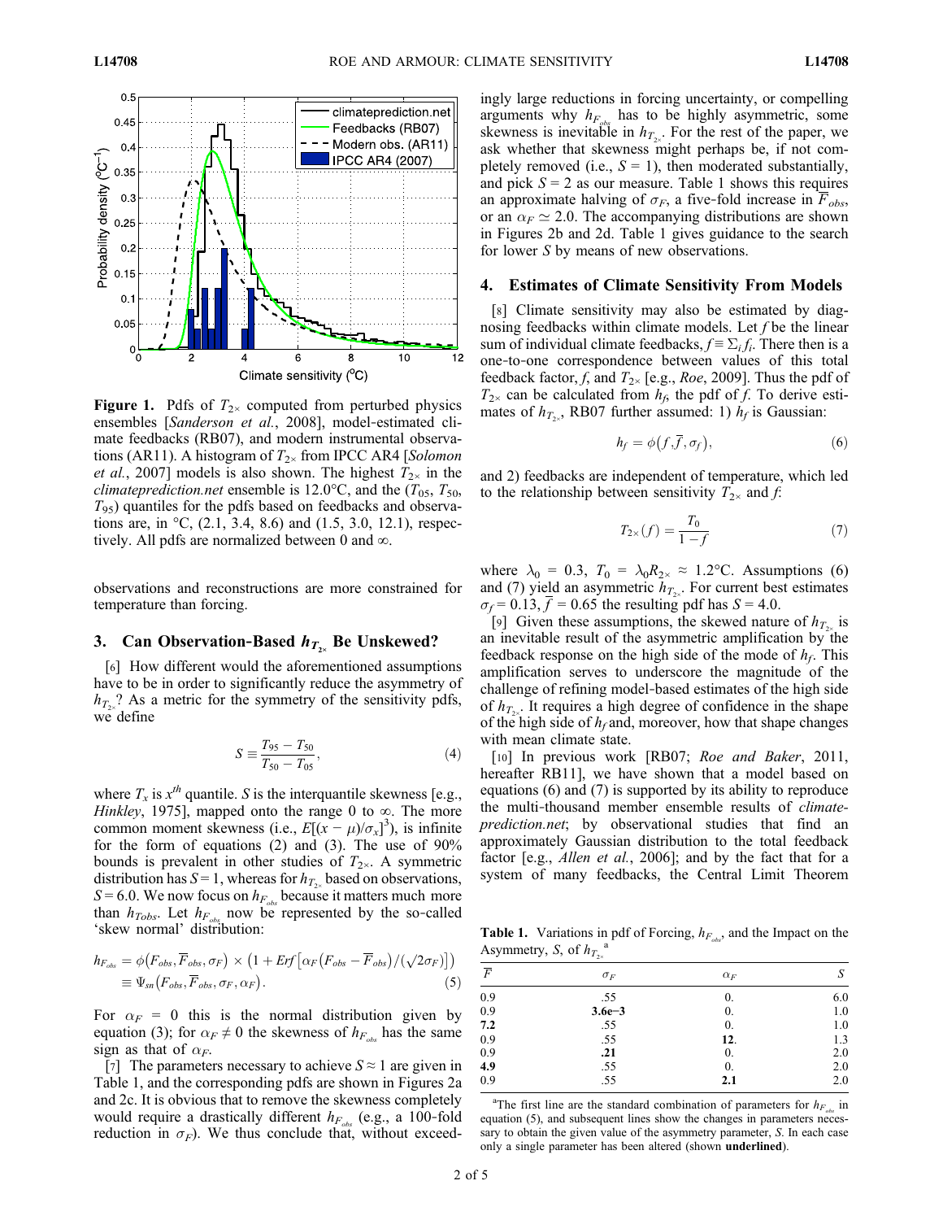**Figure 1.** Pdfs of $T_{2\times}$ computed from perturbed physics ensembles [*Sanderson et al.*, 2008], model-estimated climate feedbacks (RB07), and modern instrumental observations (AR11). A histogram of $T_{2\times}$ from IPCC AR4 [*Solomon et al.*, 2007] models is also shown. The highest $T_{2\times}$ in the *climateprediction.net* ensemble is 12.0°C, and the ($T_{05}$, $T_{50}$, $T_{95}$) quantiles for the pdfs based on feedbacks and observations are, in °C, (2.1, 3.4, 8.6) and (1.5, 3.0, 12.1), respectively. All pdfs are normalized between 0 and ∞.

observations and reconstructions are more constrained for temperature than forcing.

## 3. Can Observation-Based $h_{T_{2\times}}$ Be Unskewed?

[6] How different would the aforementioned assumptions have to be in order to significantly reduce the asymmetry of $h_{T_{2\times}}$? As a metric for the symmetry of the sensitivity pdfs, we define

$$S \equiv \frac{T_{95} - T_{50}}{T_{50} - T_{05}}, \tag{4}$$

where $T_x$ is $x^{th}$ quantile. $S$ is the interquantile skewness [e.g., *Hinkley*, 1975], mapped onto the range 0 to ∞. The more common moment skewness (i.e., $E[(x-\mu)/\sigma_x]^3$), is infinite for the form of equations (2) and (3). The use of 90% bounds is prevalent in other studies of $T_{2\times}$. A symmetric distribution has $S = 1$, whereas for $h_{T_{2\times}}$ based on observations, $S = 6.0$. We now focus on $h_{F_{obs}}$ because it matters much more than $h_{T_{obs}}$. Let $h_{F_{obs}}$ now be represented by the so-called 'skew normal' distribution:

$$\begin{aligned} h_{F_{obs}} &= \phi\left(F_{obs}, \overline{F}_{obs}, \sigma_F\right) \times \left(1 + Erf\left[\alpha_F\left(F_{obs} - \overline{F}_{obs}\right)/(\sqrt{2}\sigma_F)\right]\right) \\ &\equiv \Psi_{sn}\left(F_{obs}, \overline{F}_{obs}, \sigma_F, \alpha_F\right). \end{aligned} \tag{5}$$

For $\alpha_F = 0$ this is the normal distribution given by equation (3); for $\alpha_F \neq 0$ the skewness of $h_{F_{obs}}$ has the same sign as that of $\alpha_F$.

[7] The parameters necessary to achieve $S \approx 1$ are given in Table 1, and the corresponding pdfs are shown in Figures 2a and 2c. It is obvious that to remove the skewness completely would require a drastically different $h_{F_{obs}}$ (e.g., a 100-fold reduction in $\sigma_F$). We thus conclude that, without exceedingly large reductions in forcing uncertainty, or compelling arguments why $h_{F_{obs}}$ has to be highly asymmetric, some skewness is inevitable in $h_{T_{2\times}}$. For the rest of the paper, we ask whether that skewness might perhaps be, if not completely removed (i.e., $S = 1$), then moderated substantially, and pick $S = 2$ as our measure. Table 1 shows this requires an approximate halving of $\sigma_F$, a five-fold increase in $\overline{F}_{obs}$, or an $\alpha_F \simeq 2.0$. The accompanying distributions are shown in Figures 2b and 2d. Table 1 gives guidance to the search for lower $S$ by means of new observations.

## 4. Estimates of Climate Sensitivity From Models

[8] Climate sensitivity may also be estimated by diagnosing feedbacks within climate models. Let $f$ be the linear sum of individual climate feedbacks, $f \equiv \Sigma_i f_i$. There then is a one-to-one correspondence between values of this total feedback factor, $f$, and $T_{2\times}$ [e.g., *Roe*, 2009]. Thus the pdf of $T_{2\times}$ can be calculated from $h_f$, the pdf of $f$. To derive estimates of $h_{T_{2\times}}$, RB07 further assumed: 1) $h_f$ is Gaussian:

$$h_f = \phi\left(f, \overline{f}, \sigma_f\right), \tag{6}$$

and 2) feedbacks are independent of temperature, which led to the relationship between sensitivity $T_{2\times}$ and $f$:

$$T_{2\times}(f) = \frac{T_0}{1-f} \tag{7}$$

where $\lambda_0 = 0.3$, $T_0 = \lambda_0 R_{2\times} \approx 1.2$°C. Assumptions (6) and (7) yield an asymmetric $h_{T_{2\times}}$. For current best estimates $\sigma_f = 0.13$, $\overline{f} = 0.65$ the resulting pdf has $S = 4.0$.

[9] Given these assumptions, the skewed nature of $h_{T_{2\times}}$ is an inevitable result of the asymmetric amplification by the feedback response on the high side of the mode of $h_f$. This amplification serves to underscore the magnitude of the challenge of refining model-based estimates of the high side of $h_{T_{2\times}}$. It requires a high degree of confidence in the shape of the high side of $h_f$ and, moreover, how that shape changes with mean climate state.

[10] In previous work [RB07; *Roe and Baker*, 2011, hereafter RB11], we have shown that a model based on equations (6) and (7) is supported by its ability to reproduce the multi-thousand member ensemble results of *climateprediction.net*; by observational studies that find an approximately Gaussian distribution to the total feedback factor [e.g., *Allen et al.*, 2006]; and by the fact that for a system of many feedbacks, the Central Limit Theorem

**Table 1.** Variations in pdf of Forcing, $h_{F_{obs}}$, and the Impact on the Asymmetry, $S$, of $h_{T_{2\times}}$ [a]

| $\overline{F}$ | $\sigma_F$ | $\alpha_F$ | $S$ |
|---|---|---|---|
| 0.9 | .55 | 0. | 6.0 |
| 0.9 | **3.6e−3** | 0. | 1.0 |
| **7.2** | .55 | 0. | 1.0 |
| 0.9 | .55 | **12.** | 1.3 |
| 0.9 | **.21** | 0. | 2.0 |
| **4.9** | .55 | 0. | 2.0 |
| 0.9 | .55 | **2.1** | 2.0 |

[a] The first line are the standard combination of parameters for $h_{F_{obs}}$ in equation (5), and subsequent lines show the changes in parameters necessary to obtain the given value of the asymmetry parameter, $S$. In each case only a single parameter has been altered (shown **underlined**).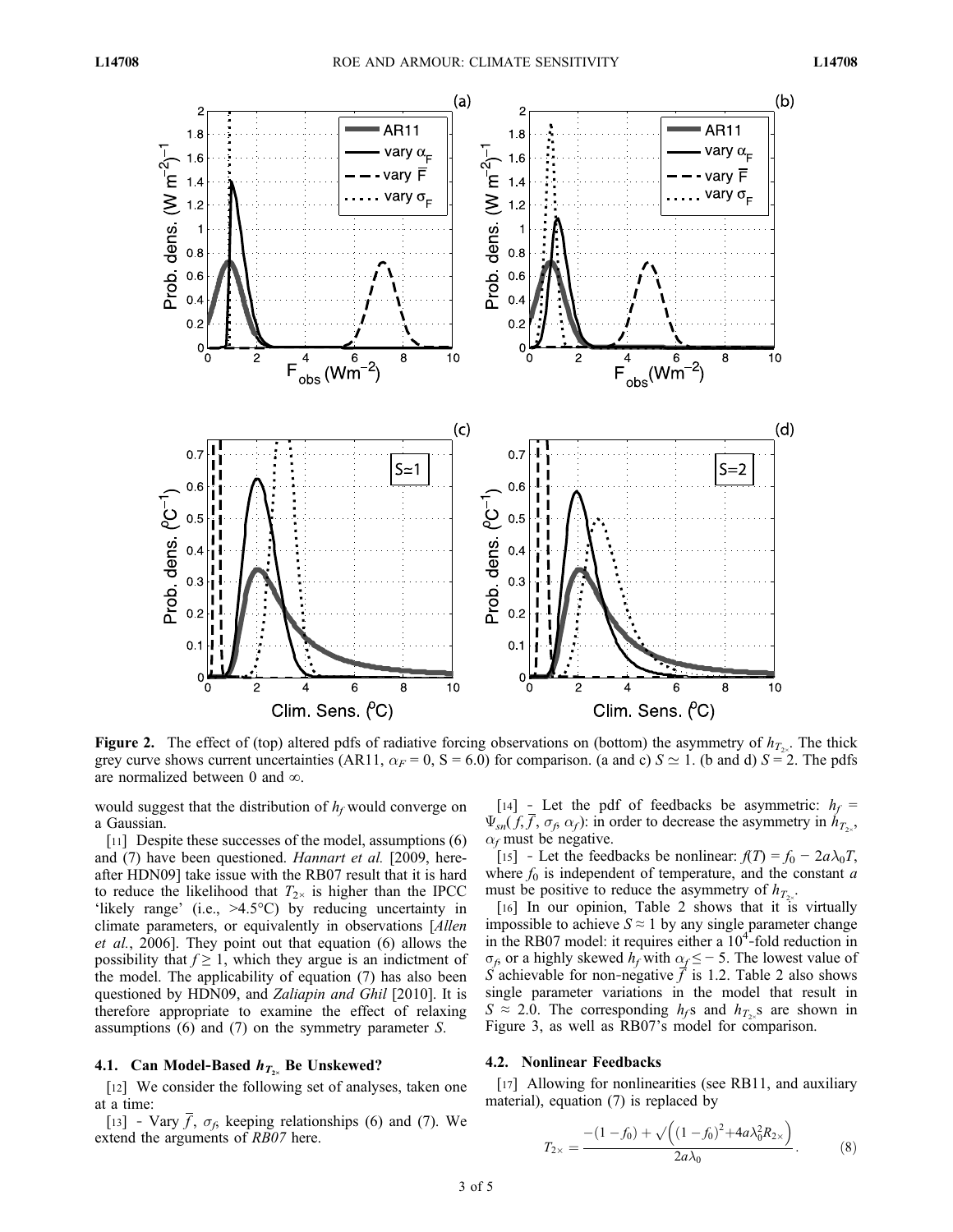**Figure 2.** The effect of (top) altered pdfs of radiative forcing observations on (bottom) the asymmetry of $h_{T_{2\times}}$. The thick grey curve shows current uncertainties (AR11, $\alpha_F = 0$, S = 6.0) for comparison. (a and c) $S \simeq 1$. (b and d) $S = 2$. The pdfs are normalized between 0 and $\infty$.

would suggest that the distribution of $h_f$ would converge on a Gaussian.

[11] Despite these successes of the model, assumptions (6) and (7) have been questioned. *Hannart et al.* [2009, hereafter HDN09] take issue with the RB07 result that it is hard to reduce the likelihood that $T_{2\times}$ is higher than the IPCC 'likely range' (i.e., >4.5°C) by reducing uncertainty in climate parameters, or equivalently in observations [*Allen et al.*, 2006]. They point out that equation (6) allows the possibility that $f \geq 1$, which they argue is an indictment of the model. The applicability of equation (7) has also been questioned by HDN09, and *Zaliapin and Ghil* [2010]. It is therefore appropriate to examine the effect of relaxing assumptions (6) and (7) on the symmetry parameter $S$.

### 4.1. Can Model-Based $h_{T_{2\times}}$ Be Unskewed?

[12] We consider the following set of analyses, taken one at a time:

[13] - Vary $\bar{f}$, $\sigma_f$, keeping relationships (6) and (7). We extend the arguments of *RB07* here.

[14] - Let the pdf of feedbacks be asymmetric: $h_f = \Psi_{sn}(f, \bar{f}, \sigma_f, \alpha_f)$: in order to decrease the asymmetry in $h_{T_{2\times}}$, $\alpha_f$ must be negative.

[15] - Let the feedbacks be nonlinear: $f(T) = f_0 - 2a\lambda_0 T$, where $f_0$ is independent of temperature, and the constant $a$ must be positive to reduce the asymmetry of $h_{T_{2\times}}$.

[16] In our opinion, Table 2 shows that it is virtually impossible to achieve $S \approx 1$ by any single parameter change in the RB07 model: it requires either a $10^4$-fold reduction in $\sigma_f$, or a highly skewed $h_f$ with $\alpha_f \leq -5$. The lowest value of $S$ achievable for non-negative $\bar{f}$ is 1.2. Table 2 also shows single parameter variations in the model that result in $S \approx 2.0$. The corresponding $h_f$s and $h_{T_{2\times}}$s are shown in Figure 3, as well as RB07's model for comparison.

### 4.2. Nonlinear Feedbacks

[17] Allowing for nonlinearities (see RB11, and auxiliary material), equation (7) is replaced by

$$T_{2\times} = \frac{-(1-f_0) + \sqrt{\left((1-f_0)^2 + 4a\lambda_0^2 R_{2\times}\right)}}{2a\lambda_0}. \tag{8}$$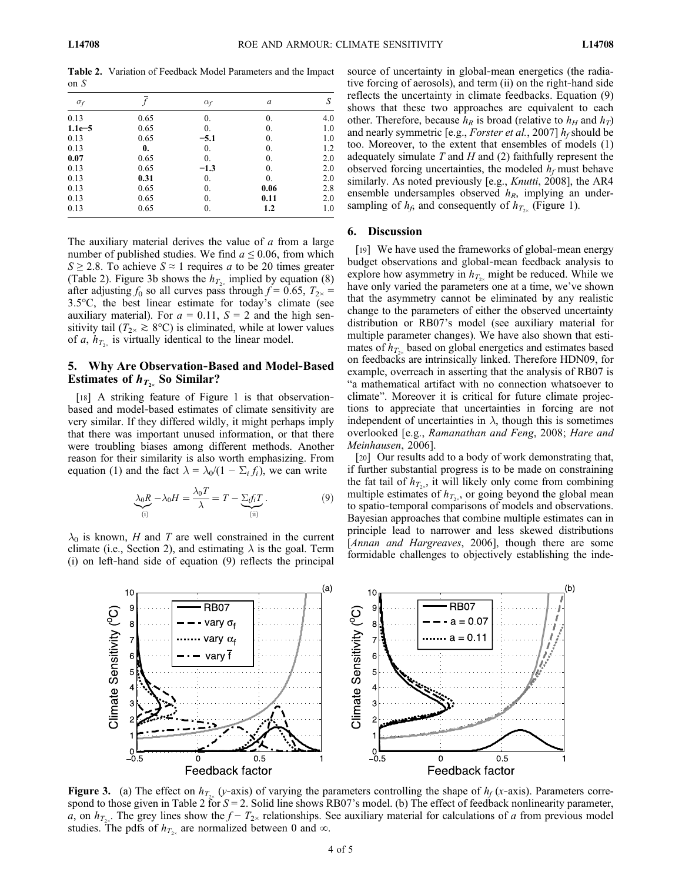**Table 2.** Variation of Feedback Model Parameters and the Impact on $S$

| $\sigma_f$ | $\bar{f}$ | $\alpha_f$ | $a$ | $S$ |
|---|---|---|---|---|
| 0.13 | 0.65 | 0. | 0. | 4.0 |
| **1.1e−5** | 0.65 | 0. | 0. | 1.0 |
| 0.13 | 0.65 | **−5.1** | 0. | 1.0 |
| 0.13 | **0.** | 0. | 0. | 1.2 |
| **0.07** | 0.65 | 0. | 0. | 2.0 |
| 0.13 | 0.65 | **−1.3** | 0. | 2.0 |
| 0.13 | **0.31** | 0. | 0. | 2.0 |
| 0.13 | 0.65 | 0. | **0.06** | 2.8 |
| 0.13 | 0.65 | 0. | **0.11** | 2.0 |
| 0.13 | 0.65 | 0. | **1.2** | 1.0 |

The auxiliary material derives the value of $a$ from a large number of published studies. We find $a \leq 0.06$, from which $S \geq 2.8$. To achieve $S \approx 1$ requires $a$ to be 20 times greater (Table 2). Figure 3b shows the $h_{T_{2\times}}$ implied by equation (8) after adjusting $f_0$ so all curves pass through $f = 0.65$, $T_{2\times} = 3.5°C$, the best linear estimate for today's climate (see auxiliary material). For $a = 0.11$, $S = 2$ and the high sensitivity tail ($T_{2\times} \gtrsim 8°C$) is eliminated, while at lower values of $a$, $h_{T_{2\times}}$ is virtually identical to the linear model.

## 5. Why Are Observation-Based and Model-Based Estimates of $h_{T_{2\times}}$ So Similar?

[18] A striking feature of Figure 1 is that observation-based and model-based estimates of climate sensitivity are very similar. If they differed wildly, it might perhaps imply that there was important unused information, or that there were troubling biases among different methods. Another reason for their similarity is also worth emphasizing. From equation (1) and the fact $\lambda = \lambda_0/(1 - \Sigma_i f_i)$, we can write

$$\underbrace{\lambda_0 R}_{\text{(i)}} - \lambda_0 H = \frac{\lambda_0 T}{\lambda} = T - \underbrace{\Sigma_i f_i T}_{\text{(ii)}}. \quad (9)$$

$\lambda_0$ is known, $H$ and $T$ are well constrained in the current climate (i.e., Section 2), and estimating $\lambda$ is the goal. Term (i) on left-hand side of equation (9) reflects the principal source of uncertainty in global-mean energetics (the radiative forcing of aerosols), and term (ii) on the right-hand side reflects the uncertainty in climate feedbacks. Equation (9) shows that these two approaches are equivalent to each other. Therefore, because $h_R$ is broad (relative to $h_H$ and $h_T$) and nearly symmetric [e.g., *Forster et al.*, 2007] $h_f$ should be too. Moreover, to the extent that ensembles of models (1) adequately simulate $T$ and $H$ and (2) faithfully represent the observed forcing uncertainties, the modeled $h_f$ must behave similarly. As noted previously [e.g., *Knutti*, 2008], the AR4 ensemble undersamples observed $h_R$, implying an undersampling of $h_f$, and consequently of $h_{T_{2\times}}$ (Figure 1).

## 6. Discussion

[19] We have used the frameworks of global-mean energy budget observations and global-mean feedback analysis to explore how asymmetry in $h_{T_{2\times}}$ might be reduced. While we have only varied the parameters one at a time, we've shown that the asymmetry cannot be eliminated by any realistic change to the parameters of either the observed uncertainty distribution or RB07's model (see auxiliary material for multiple parameter changes). We have also shown that estimates of $h_{T_{2\times}}$ based on global energetics and estimates based on feedbacks are intrinsically linked. Therefore HDN09, for example, overreach in asserting that the analysis of RB07 is "a mathematical artifact with no connection whatsoever to climate". Moreover it is critical for future climate projections to appreciate that uncertainties in forcing are not independent of uncertainties in $\lambda$, though this is sometimes overlooked [e.g., *Ramanathan and Feng*, 2008; *Hare and Meinhausen*, 2006].

[20] Our results add to a body of work demonstrating that, if further substantial progress is to be made on constraining the fat tail of $h_{T_{2\times}}$, it will likely only come from combining multiple estimates of $h_{T_{2\times}}$, or going beyond the global mean to spatio-temporal comparisons of models and observations. Bayesian approaches that combine multiple estimates can in principle lead to narrower and less skewed distributions [*Annan and Hargreaves*, 2006], though there are some formidable challenges to objectively establishing the inde-

**Figure 3.** (a) The effect on $h_{T_{2\times}}$ ($y$-axis) of varying the parameters controlling the shape of $h_f$ ($x$-axis). Parameters correspond to those given in Table 2 for $S = 2$. Solid line shows RB07's model. (b) The effect of feedback nonlinearity parameter, $a$, on $h_{T_{2\times}}$. The grey lines show the $f - T_{2\times}$ relationships. See auxiliary material for calculations of $a$ from previous model studies. The pdfs of $h_{T_{2\times}}$ are normalized between 0 and $\infty$.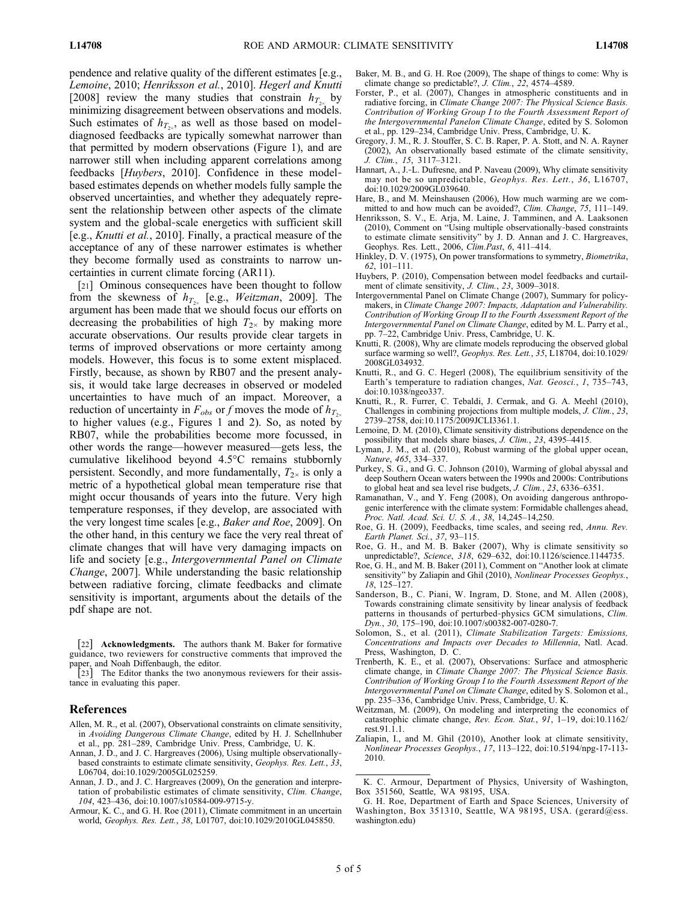pendence and relative quality of the different estimates [e.g., *Lemoine*, 2010; *Henriksson et al.*, 2010]. *Hegerl and Knutti* [2008] review the many studies that constrain $h_{T_{2\times}}$ by minimizing disagreement between observations and models. Such estimates of $h_{T_{2\times}}$, as well as those based on model-diagnosed feedbacks are typically somewhat narrower than that permitted by modern observations (Figure 1), and are narrower still when including apparent correlations among feedbacks [*Huybers*, 2010]. Confidence in these model-based estimates depends on whether models fully sample the observed uncertainties, and whether they adequately represent the relationship between other aspects of the climate system and the global-scale energetics with sufficient skill [e.g., *Knutti et al.*, 2010]. Finally, a practical measure of the acceptance of any of these narrower estimates is whether they become formally used as constraints to narrow uncertainties in current climate forcing (AR11).

[21] Ominous consequences have been thought to follow from the skewness of $h_{T_{2\times}}$ [e.g., *Weitzman*, 2009]. The argument has been made that we should focus our efforts on decreasing the probabilities of high $T_{2\times}$ by making more accurate observations. Our results provide clear targets in terms of improved observations or more certainty among models. However, this focus is to some extent misplaced. Firstly, because, as shown by RB07 and the present analysis, it would take large decreases in observed or modeled uncertainties to have much of an impact. Moreover, a reduction of uncertainty in $F_{obs}$ or $f$ moves the mode of $h_{T_{2\times}}$ to higher values (e.g., Figures 1 and 2). So, as noted by RB07, while the probabilities become more focussed, in other words the range—however measured—gets less, the cumulative likelihood beyond 4.5°C remains stubbornly persistent. Secondly, and more fundamentally, $T_{2\times}$ is only a metric of a hypothetical global mean temperature rise that might occur thousands of years into the future. Very high temperature responses, if they develop, are associated with the very longest time scales [e.g., *Baker and Roe*, 2009]. On the other hand, in this century we face the very real threat of climate changes that will have very damaging impacts on life and society [e.g., *Intergovernmental Panel on Climate Change*, 2007]. While understanding the basic relationship between radiative forcing, climate feedbacks and climate sensitivity is important, arguments about the details of the pdf shape are not.

[22] **Acknowledgments.** The authors thank M. Baker for formative guidance, two reviewers for constructive comments that improved the paper, and Noah Diffenbaugh, the editor.

[23] The Editor thanks the two anonymous reviewers for their assistance in evaluating this paper.

## References

Allen, M. R., et al. (2007), Observational constraints on climate sensitivity, in *Avoiding Dangerous Climate Change*, edited by H. J. Schellnhuber et al., pp. 281–289, Cambridge Univ. Press, Cambridge, U. K.

Annan, J. D., and J. C. Hargreaves (2006), Using multiple observationally-based constraints to estimate climate sensitivity, *Geophys. Res. Lett.*, *33*, L06704, doi:10.1029/2005GL025259.

Annan, J. D., and J. C. Hargreaves (2009), On the generation and interpretation of probabilistic estimates of climate sensitivity, *Clim. Change*, *104*, 423–436, doi:10.1007/s10584-009-9715-y.

Armour, K. C., and G. H. Roe (2011), Climate commitment in an uncertain world, *Geophys. Res. Lett.*, *38*, L01707, doi:10.1029/2010GL045850.

Baker, M. B., and G. H. Roe (2009), The shape of things to come: Why is climate change so predictable?, *J. Clim.*, *22*, 4574–4589.

Forster, P., et al. (2007), Changes in atmospheric constituents and in radiative forcing, in *Climate Change 2007: The Physical Science Basis. Contribution of Working Group I to the Fourth Assessment Report of the Intergovernmental Panelon Climate Change*, edited by S. Solomon et al., pp. 129–234, Cambridge Univ. Press, Cambridge, U. K.

Gregory, J. M., R. J. Stouffer, S. C. B. Raper, P. A. Stott, and N. A. Rayner (2002), An observationally based estimate of the climate sensitivity, *J. Clim.*, *15*, 3117–3121.

Hannart, A., J.-L. Dufresne, and P. Naveau (2009), Why climate sensitivity may not be so unpredictable, *Geophys. Res. Lett.*, *36*, L16707, doi:10.1029/2009GL039640.

Hare, B., and M. Meinshausen (2006), How much warming are we committed to and how much can be avoided?, *Clim. Change*, *75*, 111–149.

Henriksson, S. V., E. Arja, M. Laine, J. Tamminen, and A. Laaksonen (2010), Comment on "Using multiple observationally-based constraints to estimate climate sensitivity" by J. D. Annan and J. C. Hargreaves, Geophys. Res. Lett., 2006, *Clim.Past*, *6*, 411–414.

Hinkley, D. V. (1975), On power transformations to symmetry, *Biometrika*, *62*, 101–111.

Huybers, P. (2010), Compensation between model feedbacks and curtailment of climate sensitivity, *J. Clim.*, *23*, 3009–3018.

Intergovernmental Panel on Climate Change (2007), Summary for policymakers, in *Climate Change 2007: Impacts, Adaptation and Vulnerability. Contribution of Working Group II to the Fourth Assessment Report of the Intergovernmental Panel on Climate Change*, edited by M. L. Parry et al., pp. 7–22, Cambridge Univ. Press, Cambridge, U. K.

Knutti, R. (2008), Why are climate models reproducing the observed global surface warming so well?, *Geophys. Res. Lett.*, *35*, L18704, doi:10.1029/2008GL034932.

Knutti, R., and G. C. Hegerl (2008), The equilibrium sensitivity of the Earth's temperature to radiation changes, *Nat. Geosci.*, *1*, 735–743, doi:10.1038/ngeo337.

Knutti, R., R. Furrer, C. Tebaldi, J. Cermak, and G. A. Meehl (2010), Challenges in combining projections from multiple models, *J. Clim.*, *23*, 2739–2758, doi:10.1175/2009JCLI3361.1.

Lemoine, D. M. (2010), Climate sensitivity distributions dependence on the possibility that models share biases, *J. Clim.*, *23*, 4395–4415.

Lyman, J. M., et al. (2010), Robust warming of the global upper ocean, *Nature*, *465*, 334–337.

Purkey, S. G., and G. C. Johnson (2010), Warming of global abyssal and deep Southern Ocean waters between the 1990s and 2000s: Contributions to global heat and sea level rise budgets, *J. Clim.*, *23*, 6336–6351.

Ramanathan, V., and Y. Feng (2008), On avoiding dangerous anthropogenic interference with the climate system: Formidable challenges ahead, *Proc. Natl. Acad. Sci. U. S. A.*, *38*, 14,245–14,250.

Roe, G. H. (2009), Feedbacks, time scales, and seeing red, *Annu. Rev. Earth Planet. Sci.*, *37*, 93–115.

Roe, G. H., and M. B. Baker (2007), Why is climate sensitivity so unpredictable?, *Science*, *318*, 629–632, doi:10.1126/science.1144735.

Roe, G. H., and M. B. Baker (2011), Comment on "Another look at climate sensitivity" by Zaliapin and Ghil (2010), *Nonlinear Processes Geophys.*, *18*, 125–127.

Sanderson, B., C. Piani, W. Ingram, D. Stone, and M. Allen (2008), Towards constraining climate sensitivity by linear analysis of feedback patterns in thousands of perturbed-physics GCM simulations, *Clim. Dyn.*, *30*, 175–190, doi:10.1007/s00382-007-0280-7.

Solomon, S., et al. (2011), *Climate Stabilization Targets: Emissions, Concentrations and Impacts over Decades to Millennia*, Natl. Acad. Press, Washington, D. C.

Trenberth, K. E., et al. (2007), Observations: Surface and atmospheric climate change, in *Climate Change 2007: The Physical Science Basis. Contribution of Working Group I to the Fourth Assessment Report of the Intergovernmental Panel on Climate Change*, edited by S. Solomon et al., pp. 235–336, Cambridge Univ. Press, Cambridge, U. K.

Weitzman, M. (2009), On modeling and interpreting the economics of catastrophic climate change, *Rev. Econ. Stat.*, *91*, 1–19, doi:10.1162/rest.91.1.1.

Zaliapin, I., and M. Ghil (2010), Another look at climate sensitivity, *Nonlinear Processes Geophys.*, *17*, 113–122, doi:10.5194/npg-17-113-2010.

K. C. Armour, Department of Physics, University of Washington, Box 351560, Seattle, WA 98195, USA.

G. H. Roe, Department of Earth and Space Sciences, University of Washington, Box 351310, Seattle, WA 98195, USA. (gerard@ess.washington.edu)